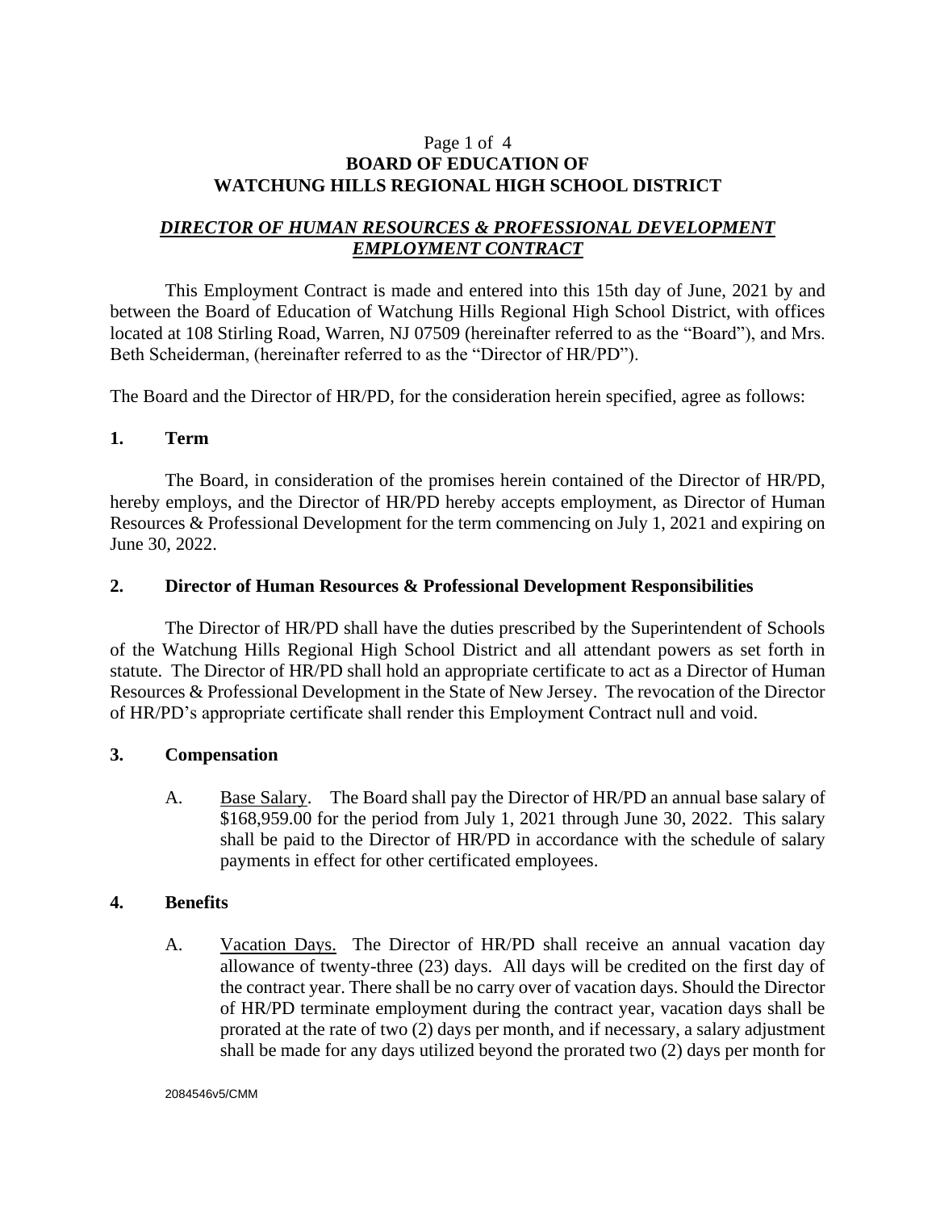**BOARD OF EDUCATION OF**
**WATCHUNG HILLS REGIONAL HIGH SCHOOL DISTRICT**

***DIRECTOR OF HUMAN RESOURCES & PROFESSIONAL DEVELOPMENT EMPLOYMENT CONTRACT***

This Employment Contract is made and entered into this 15th day of June, 2021 by and between the Board of Education of Watchung Hills Regional High School District, with offices located at 108 Stirling Road, Warren, NJ 07509 (hereinafter referred to as the "Board"), and Mrs. Beth Scheiderman, (hereinafter referred to as the "Director of HR/PD").

The Board and the Director of HR/PD, for the consideration herein specified, agree as follows:

## 1. Term

The Board, in consideration of the promises herein contained of the Director of HR/PD, hereby employs, and the Director of HR/PD hereby accepts employment, as Director of Human Resources & Professional Development for the term commencing on July 1, 2021 and expiring on June 30, 2022.

## 2. Director of Human Resources & Professional Development Responsibilities

The Director of HR/PD shall have the duties prescribed by the Superintendent of Schools of the Watchung Hills Regional High School District and all attendant powers as set forth in statute. The Director of HR/PD shall hold an appropriate certificate to act as a Director of Human Resources & Professional Development in the State of New Jersey. The revocation of the Director of HR/PD's appropriate certificate shall render this Employment Contract null and void.

## 3. Compensation

A. Base Salary. The Board shall pay the Director of HR/PD an annual base salary of $168,959.00 for the period from July 1, 2021 through June 30, 2022. This salary shall be paid to the Director of HR/PD in accordance with the schedule of salary payments in effect for other certificated employees.

## 4. Benefits

A. Vacation Days. The Director of HR/PD shall receive an annual vacation day allowance of twenty-three (23) days. All days will be credited on the first day of the contract year. There shall be no carry over of vacation days. Should the Director of HR/PD terminate employment during the contract year, vacation days shall be prorated at the rate of two (2) days per month, and if necessary, a salary adjustment shall be made for any days utilized beyond the prorated two (2) days per month for

2084546v5/CMM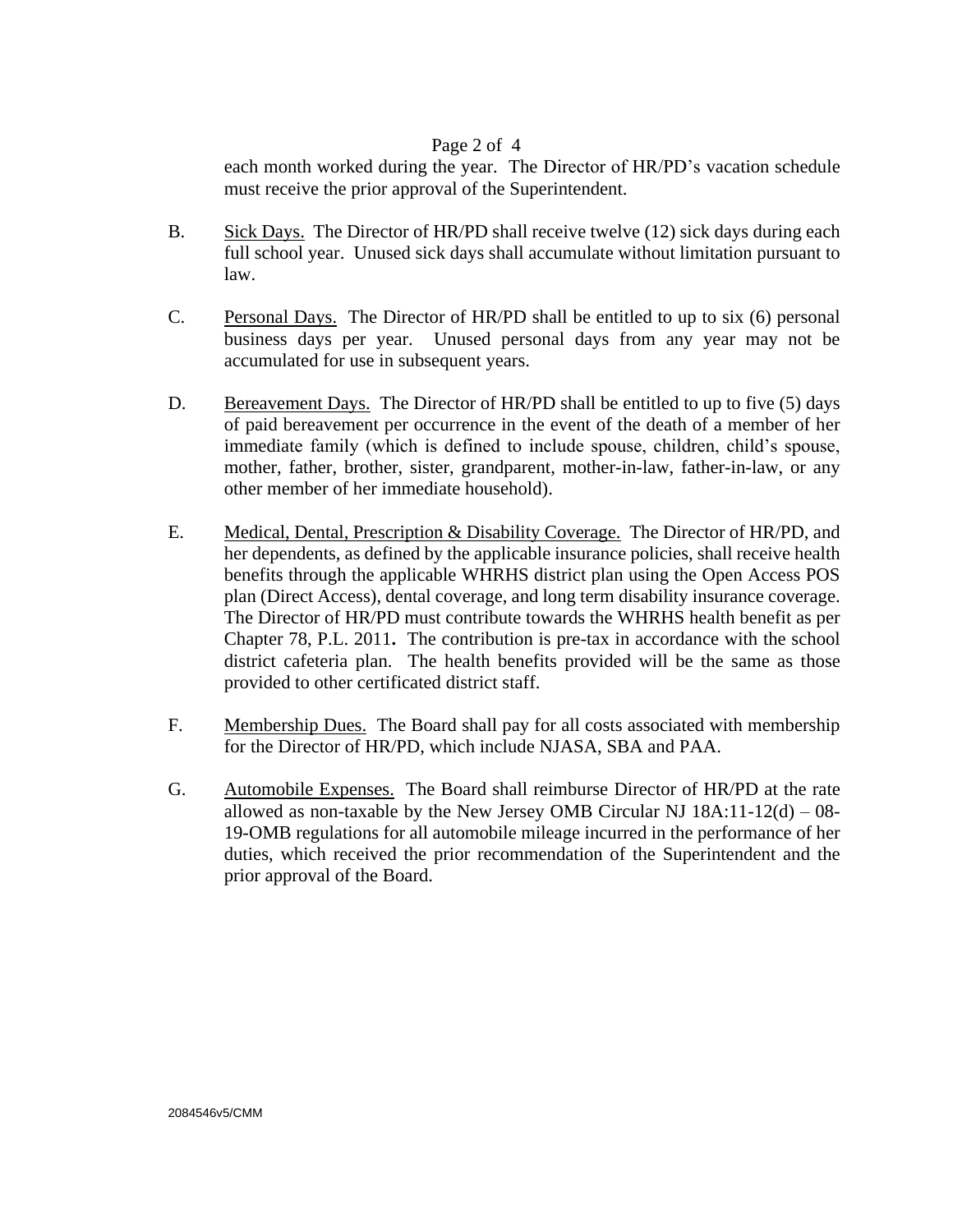each month worked during the year. The Director of HR/PD's vacation schedule must receive the prior approval of the Superintendent.

B. Sick Days. The Director of HR/PD shall receive twelve (12) sick days during each full school year. Unused sick days shall accumulate without limitation pursuant to law.

C. Personal Days. The Director of HR/PD shall be entitled to up to six (6) personal business days per year. Unused personal days from any year may not be accumulated for use in subsequent years.

D. Bereavement Days. The Director of HR/PD shall be entitled to up to five (5) days of paid bereavement per occurrence in the event of the death of a member of her immediate family (which is defined to include spouse, children, child's spouse, mother, father, brother, sister, grandparent, mother-in-law, father-in-law, or any other member of her immediate household).

E. Medical, Dental, Prescription & Disability Coverage. The Director of HR/PD, and her dependents, as defined by the applicable insurance policies, shall receive health benefits through the applicable WHRHS district plan using the Open Access POS plan (Direct Access), dental coverage, and long term disability insurance coverage. The Director of HR/PD must contribute towards the WHRHS health benefit as per Chapter 78, P.L. 2011**.** The contribution is pre-tax in accordance with the school district cafeteria plan. The health benefits provided will be the same as those provided to other certificated district staff.

F. Membership Dues. The Board shall pay for all costs associated with membership for the Director of HR/PD, which include NJASA, SBA and PAA.

G. Automobile Expenses. The Board shall reimburse Director of HR/PD at the rate allowed as non-taxable by the New Jersey OMB Circular NJ 18A:11-12(d) – 08-19-OMB regulations for all automobile mileage incurred in the performance of her duties, which received the prior recommendation of the Superintendent and the prior approval of the Board.

2084546v5/CMM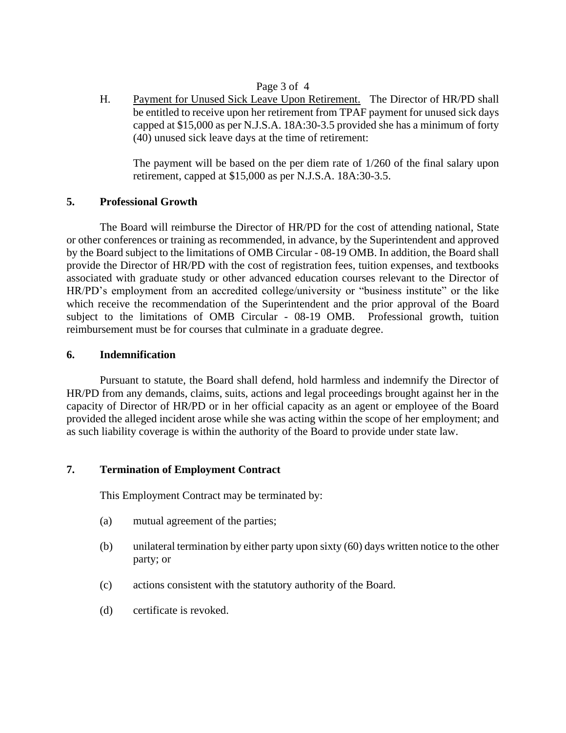H. <u>Payment for Unused Sick Leave Upon Retirement.</u> The Director of HR/PD shall be entitled to receive upon her retirement from TPAF payment for unused sick days capped at $15,000 as per N.J.S.A. 18A:30-3.5 provided she has a minimum of forty (40) unused sick leave days at the time of retirement:

The payment will be based on the per diem rate of 1/260 of the final salary upon retirement, capped at $15,000 as per N.J.S.A. 18A:30-3.5.

**5. Professional Growth**

The Board will reimburse the Director of HR/PD for the cost of attending national, State or other conferences or training as recommended, in advance, by the Superintendent and approved by the Board subject to the limitations of OMB Circular - 08-19 OMB. In addition, the Board shall provide the Director of HR/PD with the cost of registration fees, tuition expenses, and textbooks associated with graduate study or other advanced education courses relevant to the Director of HR/PD's employment from an accredited college/university or "business institute" or the like which receive the recommendation of the Superintendent and the prior approval of the Board subject to the limitations of OMB Circular - 08-19 OMB. Professional growth, tuition reimbursement must be for courses that culminate in a graduate degree.

**6. Indemnification**

Pursuant to statute, the Board shall defend, hold harmless and indemnify the Director of HR/PD from any demands, claims, suits, actions and legal proceedings brought against her in the capacity of Director of HR/PD or in her official capacity as an agent or employee of the Board provided the alleged incident arose while she was acting within the scope of her employment; and as such liability coverage is within the authority of the Board to provide under state law.

**7. Termination of Employment Contract**

This Employment Contract may be terminated by:

(a) mutual agreement of the parties;

(b) unilateral termination by either party upon sixty (60) days written notice to the other party; or

(c) actions consistent with the statutory authority of the Board.

(d) certificate is revoked.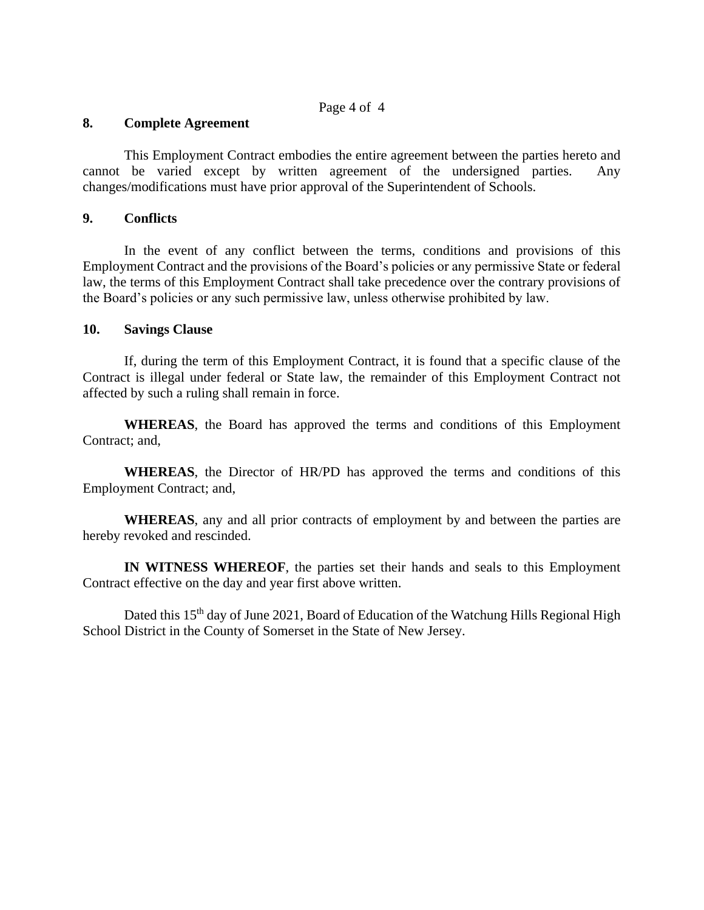**8. Complete Agreement**

This Employment Contract embodies the entire agreement between the parties hereto and cannot be varied except by written agreement of the undersigned parties. Any changes/modifications must have prior approval of the Superintendent of Schools.

**9. Conflicts**

In the event of any conflict between the terms, conditions and provisions of this Employment Contract and the provisions of the Board's policies or any permissive State or federal law, the terms of this Employment Contract shall take precedence over the contrary provisions of the Board's policies or any such permissive law, unless otherwise prohibited by law.

**10. Savings Clause**

If, during the term of this Employment Contract, it is found that a specific clause of the Contract is illegal under federal or State law, the remainder of this Employment Contract not affected by such a ruling shall remain in force.

**WHEREAS**, the Board has approved the terms and conditions of this Employment Contract; and,

**WHEREAS**, the Director of HR/PD has approved the terms and conditions of this Employment Contract; and,

**WHEREAS**, any and all prior contracts of employment by and between the parties are hereby revoked and rescinded.

**IN WITNESS WHEREOF**, the parties set their hands and seals to this Employment Contract effective on the day and year first above written.

Dated this 15th day of June 2021, Board of Education of the Watchung Hills Regional High School District in the County of Somerset in the State of New Jersey.